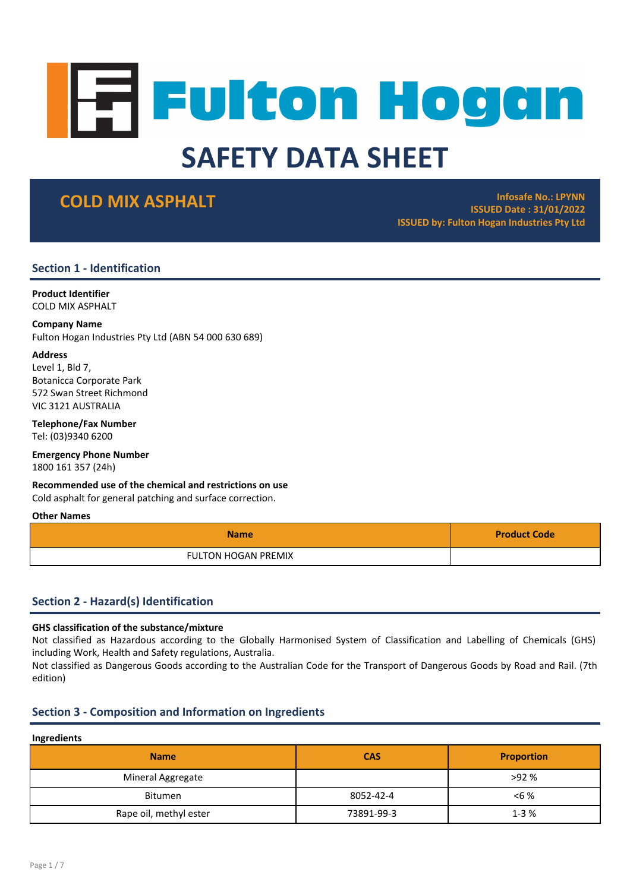# Fulton Hogan

# SAFETY DATA SHEET

## COLD MIX ASPHALT

**Infosafe No.: LPYNN**
**ISSUED Date : 31/01/2022**
**ISSUED by: Fulton Hogan Industries Pty Ltd**

## Section 1 - Identification

**Product Identifier**
COLD MIX ASPHALT

**Company Name**
Fulton Hogan Industries Pty Ltd (ABN 54 000 630 689)

**Address**
Level 1, Bld 7,
Botanicca Corporate Park
572 Swan Street Richmond
VIC 3121 AUSTRALIA

**Telephone/Fax Number**
Tel: (03)9340 6200

**Emergency Phone Number**
1800 161 357 (24h)

**Recommended use of the chemical and restrictions on use**
Cold asphalt for general patching and surface correction.

**Other Names**

| Name | Product Code |
|---|---|
| FULTON HOGAN PREMIX | |

## Section 2 - Hazard(s) Identification

**GHS classification of the substance/mixture**
Not classified as Hazardous according to the Globally Harmonised System of Classification and Labelling of Chemicals (GHS) including Work, Health and Safety regulations, Australia.
Not classified as Dangerous Goods according to the Australian Code for the Transport of Dangerous Goods by Road and Rail. (7th edition)

## Section 3 - Composition and Information on Ingredients

**Ingredients**

| Name | CAS | Proportion |
|---|---|---|
| Mineral Aggregate | | >92 % |
| Bitumen | 8052-42-4 | <6 % |
| Rape oil, methyl ester | 73891-99-3 | 1-3 % |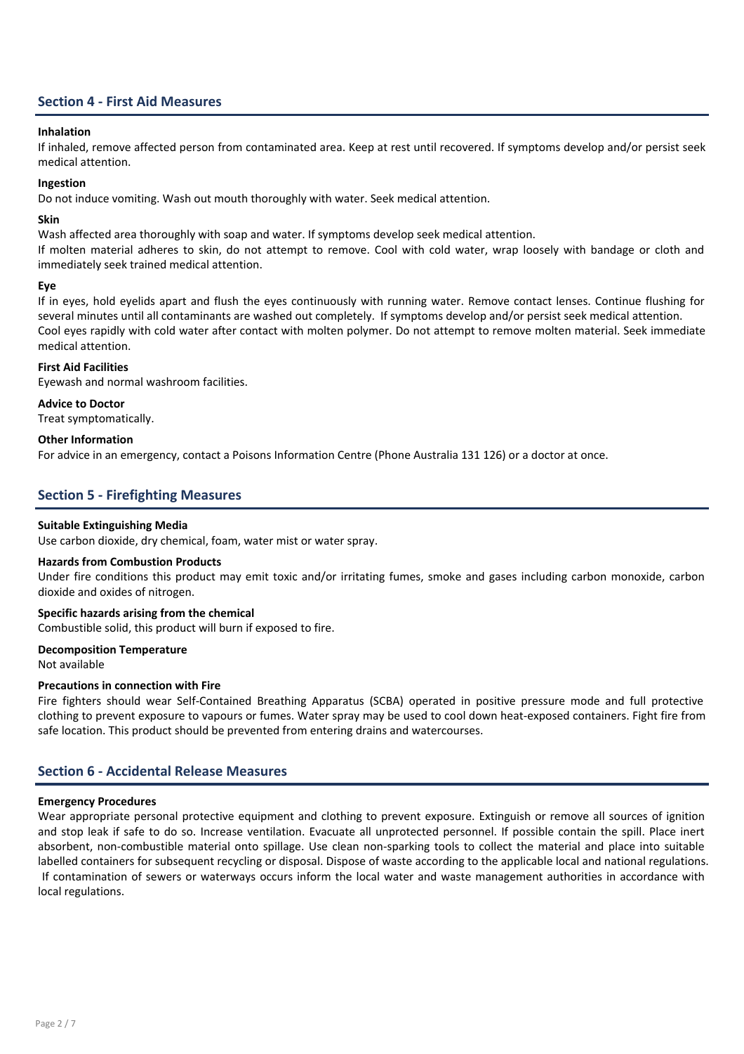## Section 4 - First Aid Measures

**Inhalation**

If inhaled, remove affected person from contaminated area. Keep at rest until recovered. If symptoms develop and/or persist seek medical attention.

**Ingestion**

Do not induce vomiting. Wash out mouth thoroughly with water. Seek medical attention.

**Skin**

Wash affected area thoroughly with soap and water. If symptoms develop seek medical attention.

If molten material adheres to skin, do not attempt to remove. Cool with cold water, wrap loosely with bandage or cloth and immediately seek trained medical attention.

**Eye**

If in eyes, hold eyelids apart and flush the eyes continuously with running water. Remove contact lenses. Continue flushing for several minutes until all contaminants are washed out completely. If symptoms develop and/or persist seek medical attention.

Cool eyes rapidly with cold water after contact with molten polymer. Do not attempt to remove molten material. Seek immediate medical attention.

**First Aid Facilities**

Eyewash and normal washroom facilities.

**Advice to Doctor**

Treat symptomatically.

**Other Information**

For advice in an emergency, contact a Poisons Information Centre (Phone Australia 131 126) or a doctor at once.

## Section 5 - Firefighting Measures

**Suitable Extinguishing Media**

Use carbon dioxide, dry chemical, foam, water mist or water spray.

**Hazards from Combustion Products**

Under fire conditions this product may emit toxic and/or irritating fumes, smoke and gases including carbon monoxide, carbon dioxide and oxides of nitrogen.

**Specific hazards arising from the chemical**

Combustible solid, this product will burn if exposed to fire.

**Decomposition Temperature**

Not available

**Precautions in connection with Fire**

Fire fighters should wear Self-Contained Breathing Apparatus (SCBA) operated in positive pressure mode and full protective clothing to prevent exposure to vapours or fumes. Water spray may be used to cool down heat-exposed containers. Fight fire from safe location. This product should be prevented from entering drains and watercourses.

## Section 6 - Accidental Release Measures

**Emergency Procedures**

Wear appropriate personal protective equipment and clothing to prevent exposure. Extinguish or remove all sources of ignition and stop leak if safe to do so. Increase ventilation. Evacuate all unprotected personnel. If possible contain the spill. Place inert absorbent, non-combustible material onto spillage. Use clean non-sparking tools to collect the material and place into suitable labelled containers for subsequent recycling or disposal. Dispose of waste according to the applicable local and national regulations. If contamination of sewers or waterways occurs inform the local water and waste management authorities in accordance with local regulations.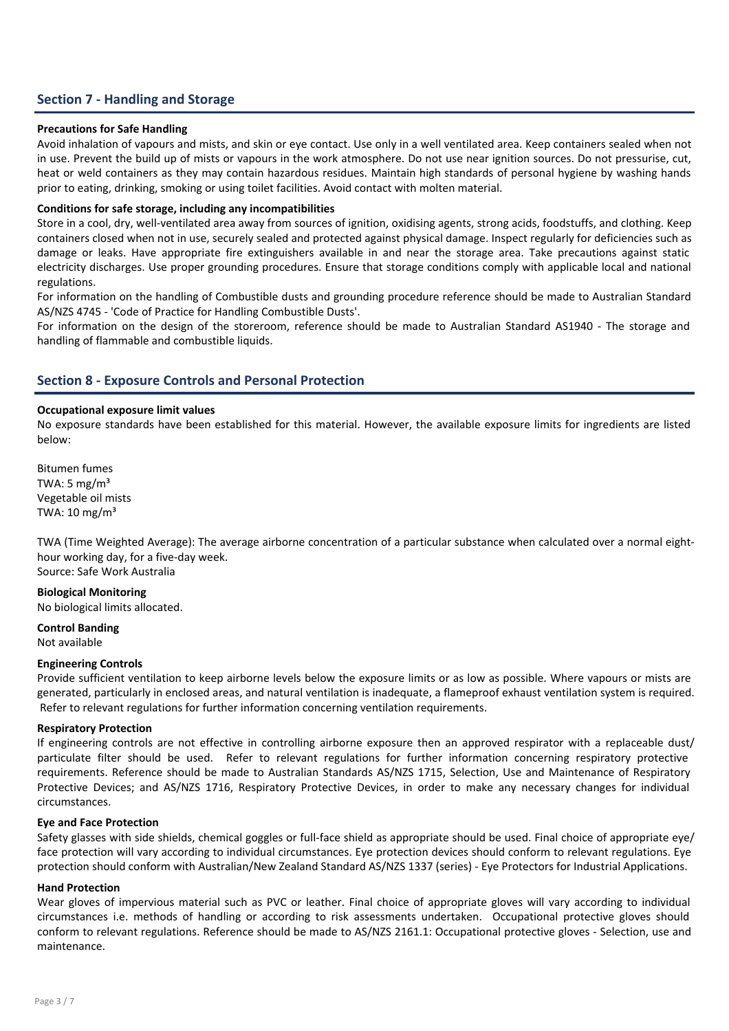## Section 7 - Handling and Storage

**Precautions for Safe Handling**

Avoid inhalation of vapours and mists, and skin or eye contact. Use only in a well ventilated area. Keep containers sealed when not in use. Prevent the build up of mists or vapours in the work atmosphere. Do not use near ignition sources. Do not pressurise, cut, heat or weld containers as they may contain hazardous residues. Maintain high standards of personal hygiene by washing hands prior to eating, drinking, smoking or using toilet facilities. Avoid contact with molten material.

**Conditions for safe storage, including any incompatibilities**

Store in a cool, dry, well-ventilated area away from sources of ignition, oxidising agents, strong acids, foodstuffs, and clothing. Keep containers closed when not in use, securely sealed and protected against physical damage. Inspect regularly for deficiencies such as damage or leaks. Have appropriate fire extinguishers available in and near the storage area. Take precautions against static electricity discharges. Use proper grounding procedures. Ensure that storage conditions comply with applicable local and national regulations.

For information on the handling of Combustible dusts and grounding procedure reference should be made to Australian Standard AS/NZS 4745 - 'Code of Practice for Handling Combustible Dusts'.

For information on the design of the storeroom, reference should be made to Australian Standard AS1940 - The storage and handling of flammable and combustible liquids.

## Section 8 - Exposure Controls and Personal Protection

**Occupational exposure limit values**

No exposure standards have been established for this material. However, the available exposure limits for ingredients are listed below:

Bitumen fumes
TWA: 5 mg/m³
Vegetable oil mists
TWA: 10 mg/m³

TWA (Time Weighted Average): The average airborne concentration of a particular substance when calculated over a normal eight-hour working day, for a five-day week.
Source: Safe Work Australia

**Biological Monitoring**

No biological limits allocated.

**Control Banding**

Not available

**Engineering Controls**

Provide sufficient ventilation to keep airborne levels below the exposure limits or as low as possible. Where vapours or mists are generated, particularly in enclosed areas, and natural ventilation is inadequate, a flameproof exhaust ventilation system is required. Refer to relevant regulations for further information concerning ventilation requirements.

**Respiratory Protection**

If engineering controls are not effective in controlling airborne exposure then an approved respirator with a replaceable dust/ particulate filter should be used. Refer to relevant regulations for further information concerning respiratory protective requirements. Reference should be made to Australian Standards AS/NZS 1715, Selection, Use and Maintenance of Respiratory Protective Devices; and AS/NZS 1716, Respiratory Protective Devices, in order to make any necessary changes for individual circumstances.

**Eye and Face Protection**

Safety glasses with side shields, chemical goggles or full-face shield as appropriate should be used. Final choice of appropriate eye/ face protection will vary according to individual circumstances. Eye protection devices should conform to relevant regulations. Eye protection should conform with Australian/New Zealand Standard AS/NZS 1337 (series) - Eye Protectors for Industrial Applications.

**Hand Protection**

Wear gloves of impervious material such as PVC or leather. Final choice of appropriate gloves will vary according to individual circumstances i.e. methods of handling or according to risk assessments undertaken. Occupational protective gloves should conform to relevant regulations. Reference should be made to AS/NZS 2161.1: Occupational protective gloves - Selection, use and maintenance.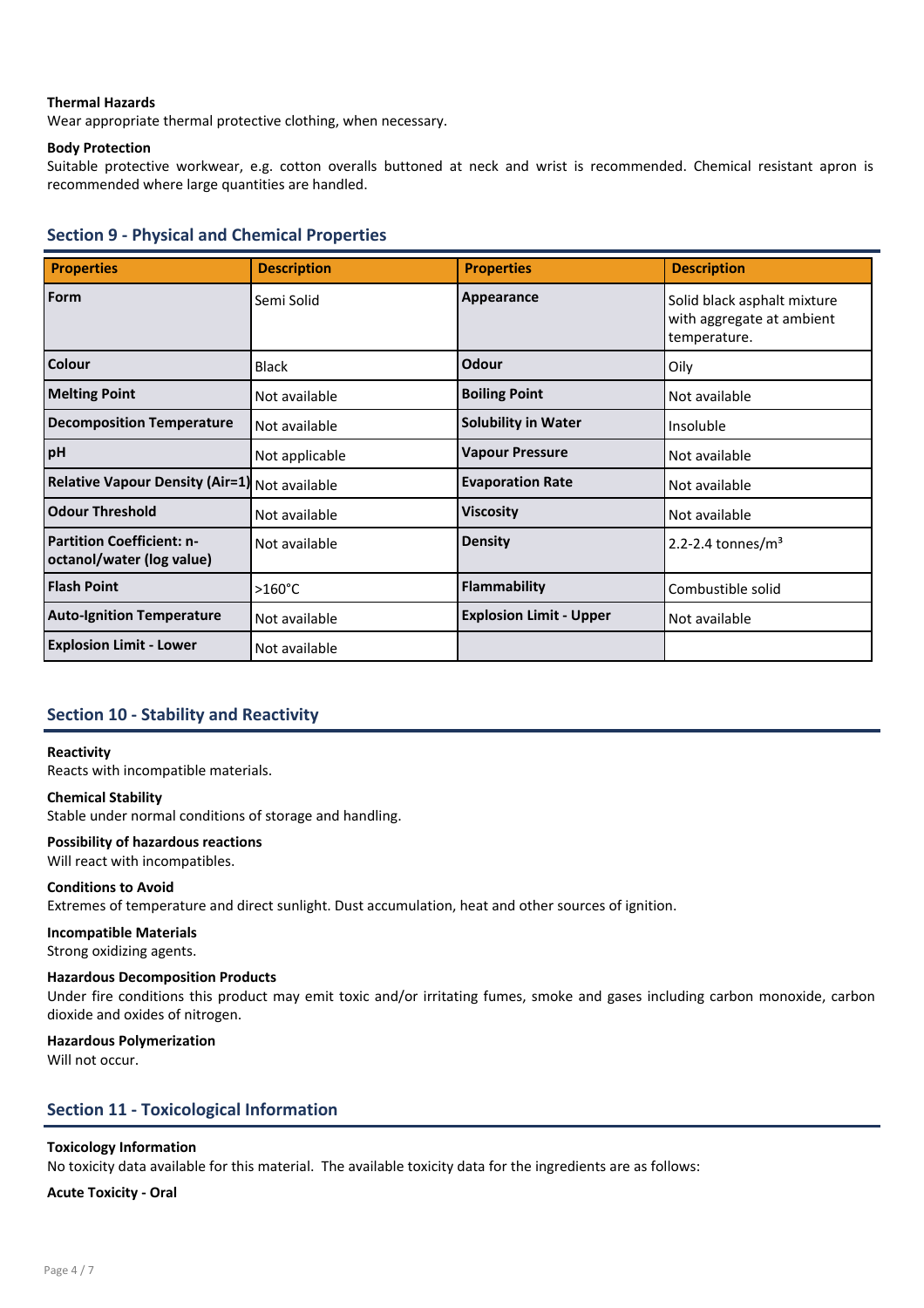**Thermal Hazards**
Wear appropriate thermal protective clothing, when necessary.

**Body Protection**
Suitable protective workwear, e.g. cotton overalls buttoned at neck and wrist is recommended. Chemical resistant apron is recommended where large quantities are handled.

## Section 9 - Physical and Chemical Properties

| Properties | Description | Properties | Description |
|---|---|---|---|
| **Form** | Semi Solid | **Appearance** | Solid black asphalt mixture with aggregate at ambient temperature. |
| **Colour** | Black | **Odour** | Oily |
| **Melting Point** | Not available | **Boiling Point** | Not available |
| **Decomposition Temperature** | Not available | **Solubility in Water** | Insoluble |
| **pH** | Not applicable | **Vapour Pressure** | Not available |
| **Relative Vapour Density (Air=1)** | Not available | **Evaporation Rate** | Not available |
| **Odour Threshold** | Not available | **Viscosity** | Not available |
| **Partition Coefficient: n-octanol/water (log value)** | Not available | **Density** | 2.2-2.4 tonnes/$m^3$ |
| **Flash Point** | >160°C | **Flammability** | Combustible solid |
| **Auto-Ignition Temperature** | Not available | **Explosion Limit - Upper** | Not available |
| **Explosion Limit - Lower** | Not available | | |

## Section 10 - Stability and Reactivity

**Reactivity**
Reacts with incompatible materials.

**Chemical Stability**
Stable under normal conditions of storage and handling.

**Possibility of hazardous reactions**
Will react with incompatibles.

**Conditions to Avoid**
Extremes of temperature and direct sunlight. Dust accumulation, heat and other sources of ignition.

**Incompatible Materials**
Strong oxidizing agents.

**Hazardous Decomposition Products**
Under fire conditions this product may emit toxic and/or irritating fumes, smoke and gases including carbon monoxide, carbon dioxide and oxides of nitrogen.

**Hazardous Polymerization**
Will not occur.

## Section 11 - Toxicological Information

**Toxicology Information**
No toxicity data available for this material. The available toxicity data for the ingredients are as follows:

**Acute Toxicity - Oral**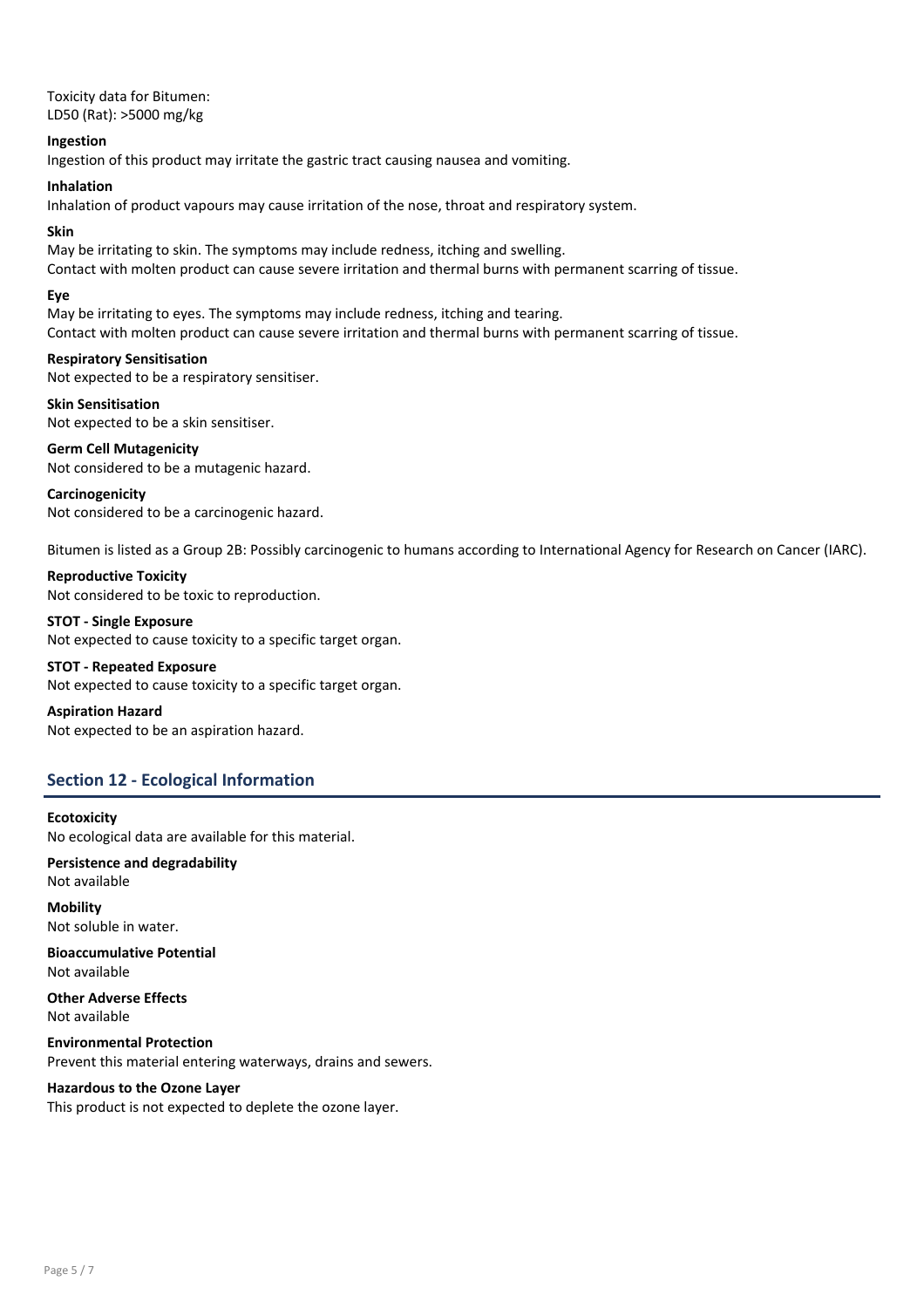Toxicity data for Bitumen:
LD50 (Rat): >5000 mg/kg

**Ingestion**
Ingestion of this product may irritate the gastric tract causing nausea and vomiting.

**Inhalation**
Inhalation of product vapours may cause irritation of the nose, throat and respiratory system.

**Skin**
May be irritating to skin. The symptoms may include redness, itching and swelling.
Contact with molten product can cause severe irritation and thermal burns with permanent scarring of tissue.

**Eye**
May be irritating to eyes. The symptoms may include redness, itching and tearing.
Contact with molten product can cause severe irritation and thermal burns with permanent scarring of tissue.

**Respiratory Sensitisation**
Not expected to be a respiratory sensitiser.

**Skin Sensitisation**
Not expected to be a skin sensitiser.

**Germ Cell Mutagenicity**
Not considered to be a mutagenic hazard.

**Carcinogenicity**
Not considered to be a carcinogenic hazard.

Bitumen is listed as a Group 2B: Possibly carcinogenic to humans according to International Agency for Research on Cancer (IARC).

**Reproductive Toxicity**
Not considered to be toxic to reproduction.

**STOT - Single Exposure**
Not expected to cause toxicity to a specific target organ.

**STOT - Repeated Exposure**
Not expected to cause toxicity to a specific target organ.

**Aspiration Hazard**
Not expected to be an aspiration hazard.

## Section 12 - Ecological Information

**Ecotoxicity**
No ecological data are available for this material.

**Persistence and degradability**
Not available

**Mobility**
Not soluble in water.

**Bioaccumulative Potential**
Not available

**Other Adverse Effects**
Not available

**Environmental Protection**
Prevent this material entering waterways, drains and sewers.

**Hazardous to the Ozone Layer**
This product is not expected to deplete the ozone layer.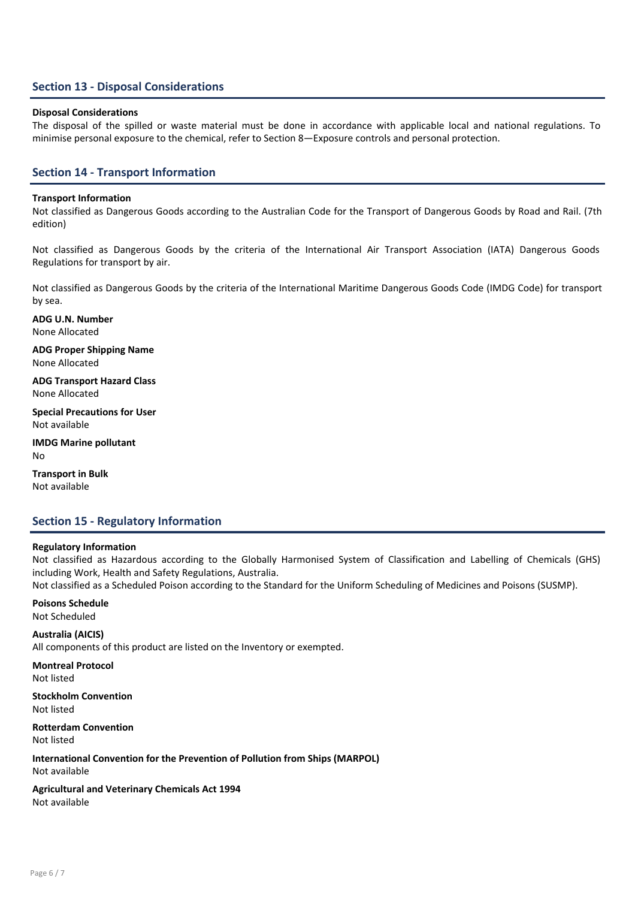## Section 13 - Disposal Considerations

**Disposal Considerations**

The disposal of the spilled or waste material must be done in accordance with applicable local and national regulations. To minimise personal exposure to the chemical, refer to Section 8—Exposure controls and personal protection.

## Section 14 - Transport Information

**Transport Information**

Not classified as Dangerous Goods according to the Australian Code for the Transport of Dangerous Goods by Road and Rail. (7th edition)

Not classified as Dangerous Goods by the criteria of the International Air Transport Association (IATA) Dangerous Goods Regulations for transport by air.

Not classified as Dangerous Goods by the criteria of the International Maritime Dangerous Goods Code (IMDG Code) for transport by sea.

**ADG U.N. Number**
None Allocated

**ADG Proper Shipping Name**
None Allocated

**ADG Transport Hazard Class**
None Allocated

**Special Precautions for User**
Not available

**IMDG Marine pollutant**
No

**Transport in Bulk**
Not available

## Section 15 - Regulatory Information

**Regulatory Information**

Not classified as Hazardous according to the Globally Harmonised System of Classification and Labelling of Chemicals (GHS) including Work, Health and Safety Regulations, Australia.
Not classified as a Scheduled Poison according to the Standard for the Uniform Scheduling of Medicines and Poisons (SUSMP).

**Poisons Schedule**
Not Scheduled

**Australia (AICIS)**
All components of this product are listed on the Inventory or exempted.

**Montreal Protocol**
Not listed

**Stockholm Convention**
Not listed

**Rotterdam Convention**
Not listed

**International Convention for the Prevention of Pollution from Ships (MARPOL)**
Not available

**Agricultural and Veterinary Chemicals Act 1994**
Not available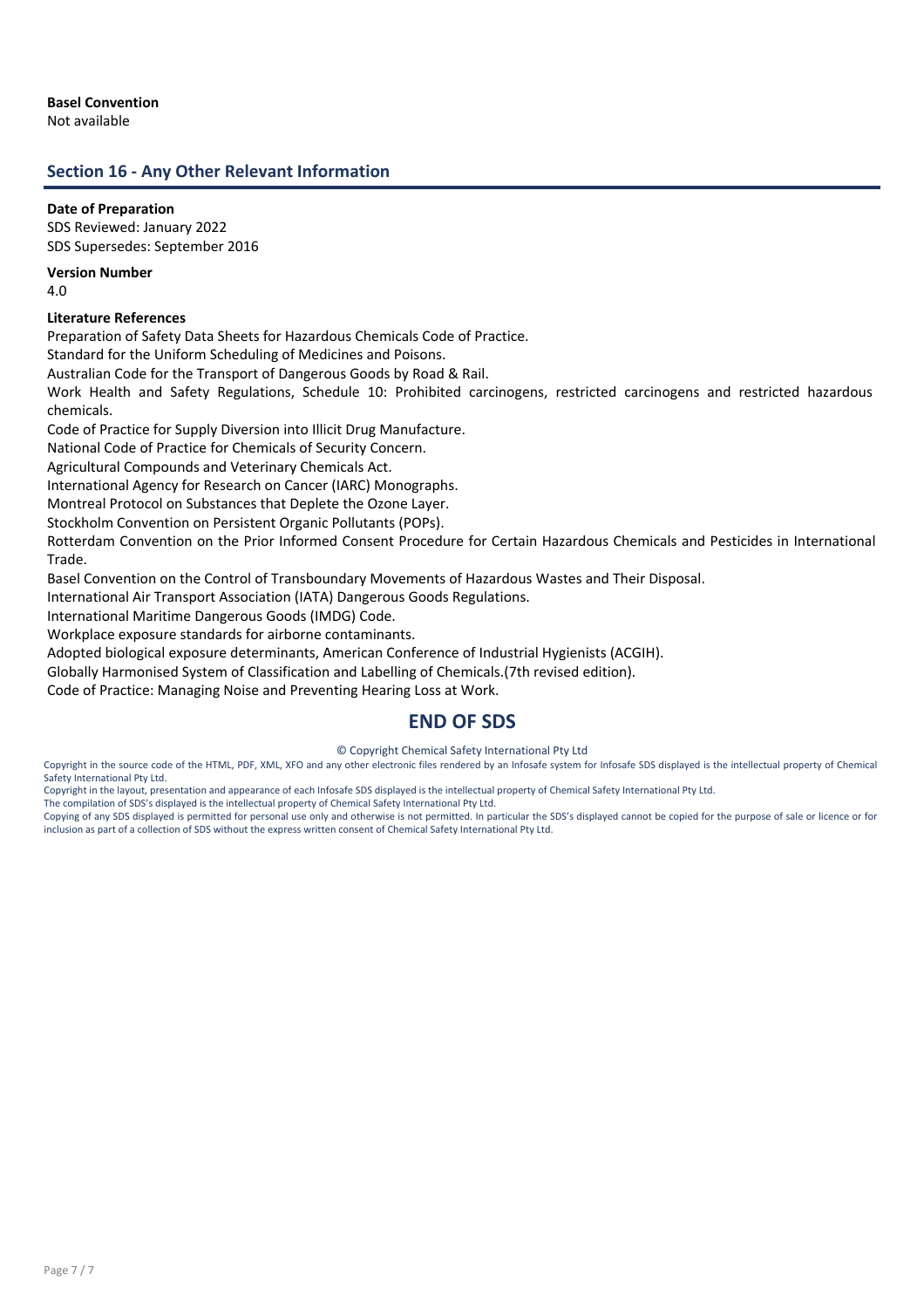**Basel Convention**
Not available

## Section 16 - Any Other Relevant Information

**Date of Preparation**
SDS Reviewed: January 2022
SDS Supersedes: September 2016

**Version Number**
4.0

**Literature References**
Preparation of Safety Data Sheets for Hazardous Chemicals Code of Practice.
Standard for the Uniform Scheduling of Medicines and Poisons.
Australian Code for the Transport of Dangerous Goods by Road & Rail.
Work Health and Safety Regulations, Schedule 10: Prohibited carcinogens, restricted carcinogens and restricted hazardous chemicals.
Code of Practice for Supply Diversion into Illicit Drug Manufacture.
National Code of Practice for Chemicals of Security Concern.
Agricultural Compounds and Veterinary Chemicals Act.
International Agency for Research on Cancer (IARC) Monographs.
Montreal Protocol on Substances that Deplete the Ozone Layer.
Stockholm Convention on Persistent Organic Pollutants (POPs).
Rotterdam Convention on the Prior Informed Consent Procedure for Certain Hazardous Chemicals and Pesticides in International Trade.
Basel Convention on the Control of Transboundary Movements of Hazardous Wastes and Their Disposal.
International Air Transport Association (IATA) Dangerous Goods Regulations.
International Maritime Dangerous Goods (IMDG) Code.
Workplace exposure standards for airborne contaminants.
Adopted biological exposure determinants, American Conference of Industrial Hygienists (ACGIH).
Globally Harmonised System of Classification and Labelling of Chemicals.(7th revised edition).
Code of Practice: Managing Noise and Preventing Hearing Loss at Work.

## END OF SDS

© Copyright Chemical Safety International Pty Ltd

Copyright in the source code of the HTML, PDF, XML, XFO and any other electronic files rendered by an Infosafe system for Infosafe SDS displayed is the intellectual property of Chemical Safety International Pty Ltd.

Copyright in the layout, presentation and appearance of each Infosafe SDS displayed is the intellectual property of Chemical Safety International Pty Ltd.

The compilation of SDS's displayed is the intellectual property of Chemical Safety International Pty Ltd.

Copying of any SDS displayed is permitted for personal use only and otherwise is not permitted. In particular the SDS's displayed cannot be copied for the purpose of sale or licence or for inclusion as part of a collection of SDS without the express written consent of Chemical Safety International Pty Ltd.